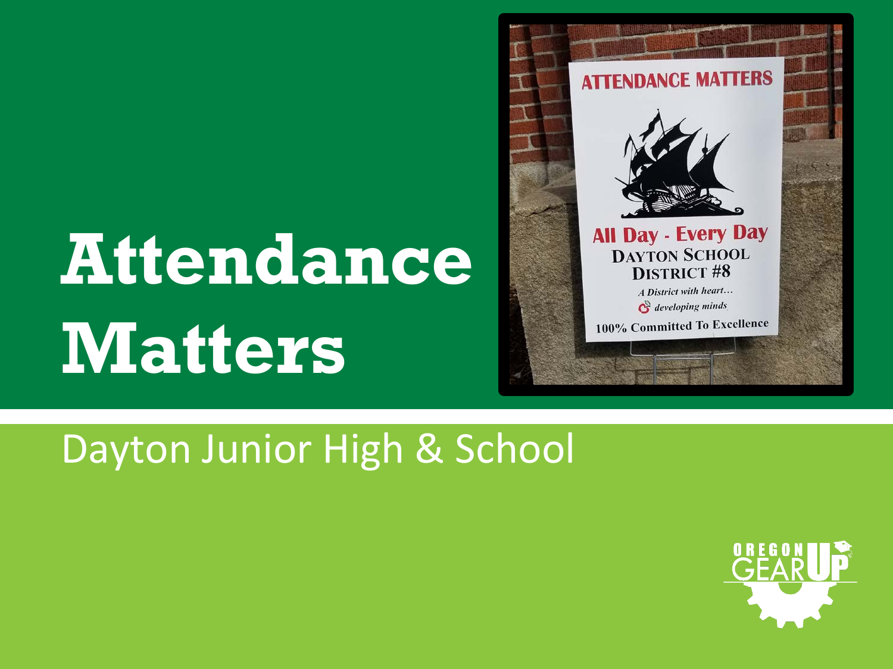# Attendance Matters

Dayton Junior High & School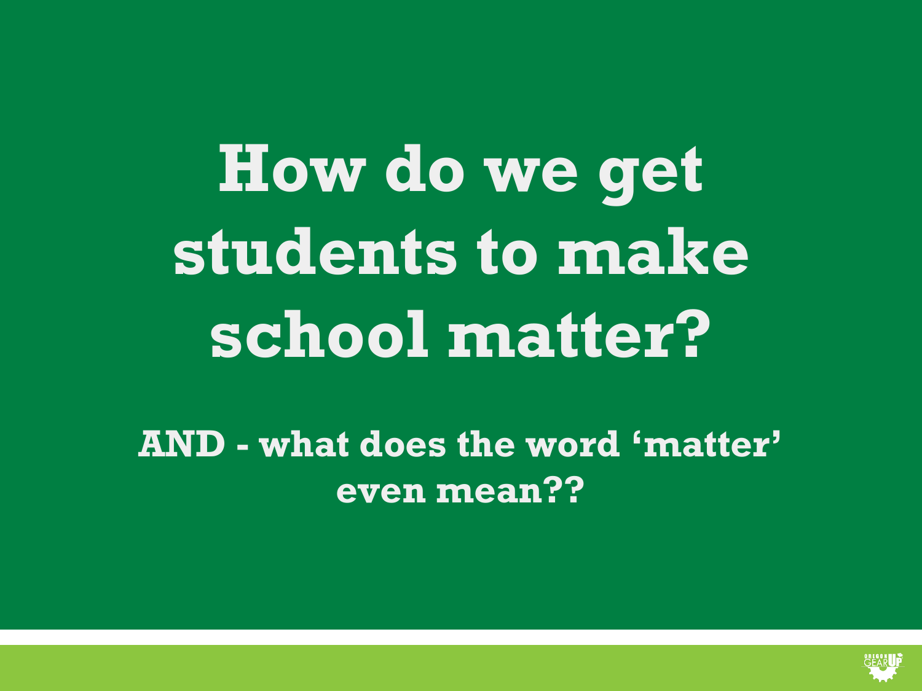# How do we get students to make school matter?

**AND - what does the word 'matter' even mean??**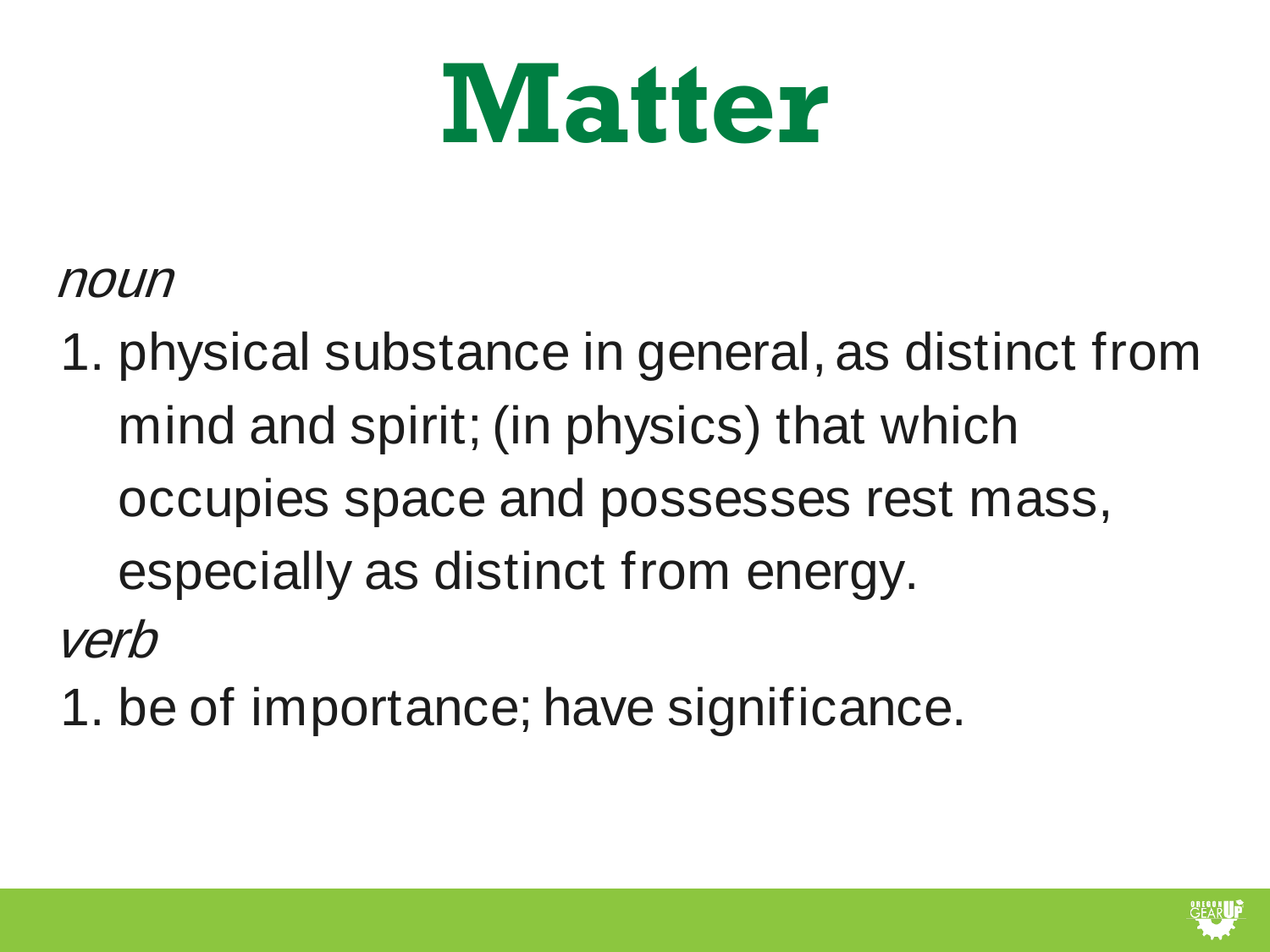# Matter

*noun*

1. physical substance in general, as distinct from mind and spirit; (in physics) that which occupies space and possesses rest mass, especially as distinct from energy.

*verb*

1. be of importance; have significance.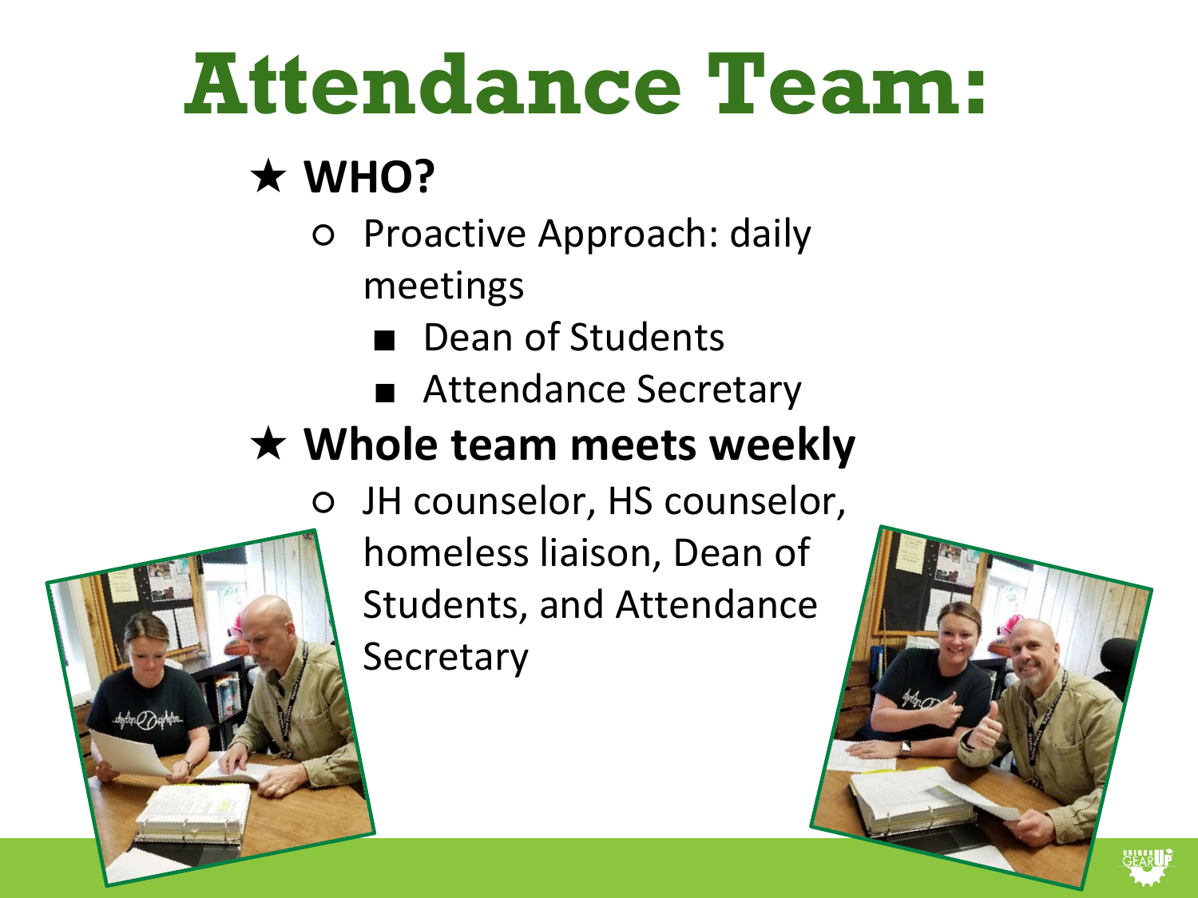# Attendance Team:

- **WHO?**
  - Proactive Approach: daily meetings
    - Dean of Students
    - Attendance Secretary
- **Whole team meets weekly**
  - JH counselor, HS counselor, homeless liaison, Dean of Students, and Attendance Secretary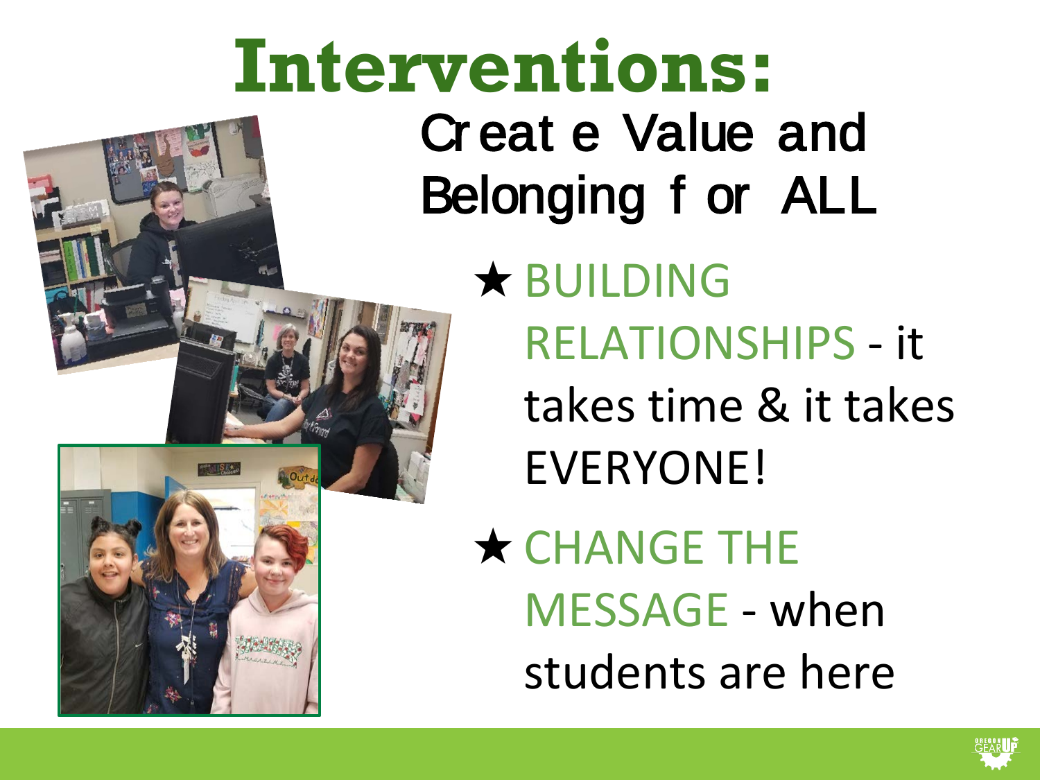# Interventions:

## Create Value and Belonging for ALL

- **BUILDING RELATIONSHIPS** - it takes time & it takes EVERYONE!
- **CHANGE THE MESSAGE** - when students are here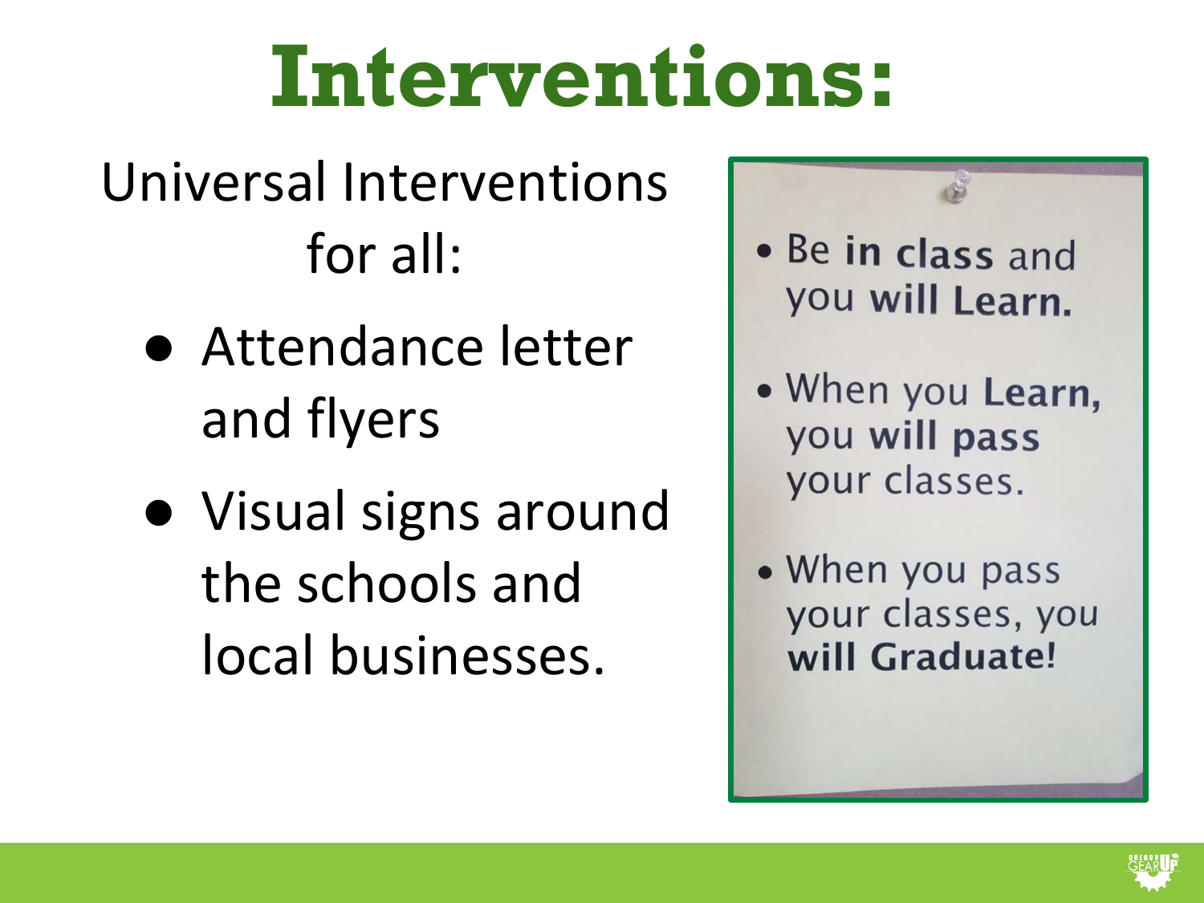# Interventions:

Universal Interventions for all:

- Attendance letter and flyers
- Visual signs around the schools and local businesses.

- Be **in class** and you **will Learn.**
- When you **Learn,** you **will pass** your classes.
- When you pass your classes, you **will Graduate!**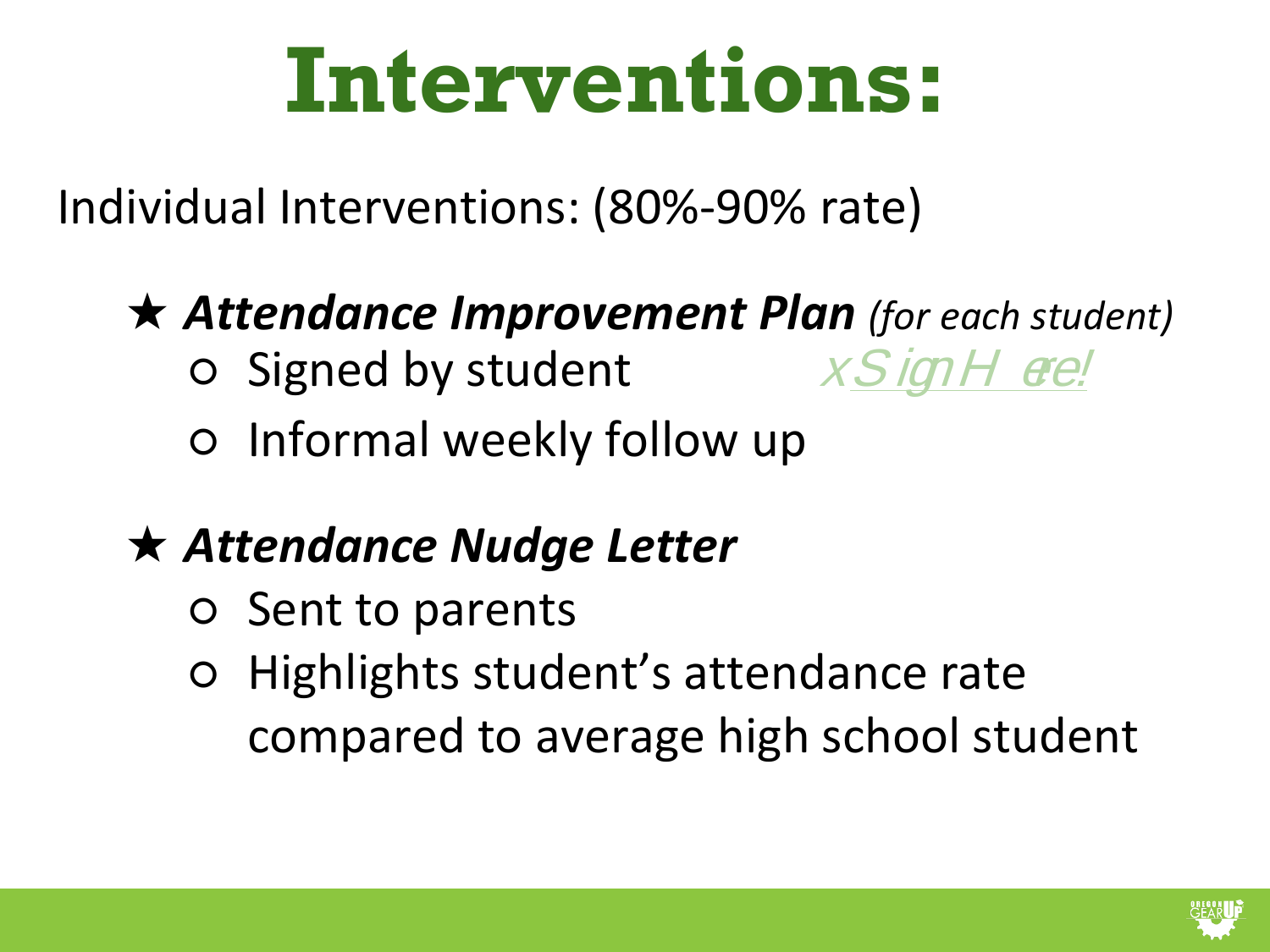# Interventions:

Individual Interventions: (80%-90% rate)

★ ***Attendance Improvement Plan*** *(for each student)*

- Signed by student     xSign Here!
- Informal weekly follow up

★ ***Attendance Nudge Letter***

- Sent to parents
- Highlights student's attendance rate compared to average high school student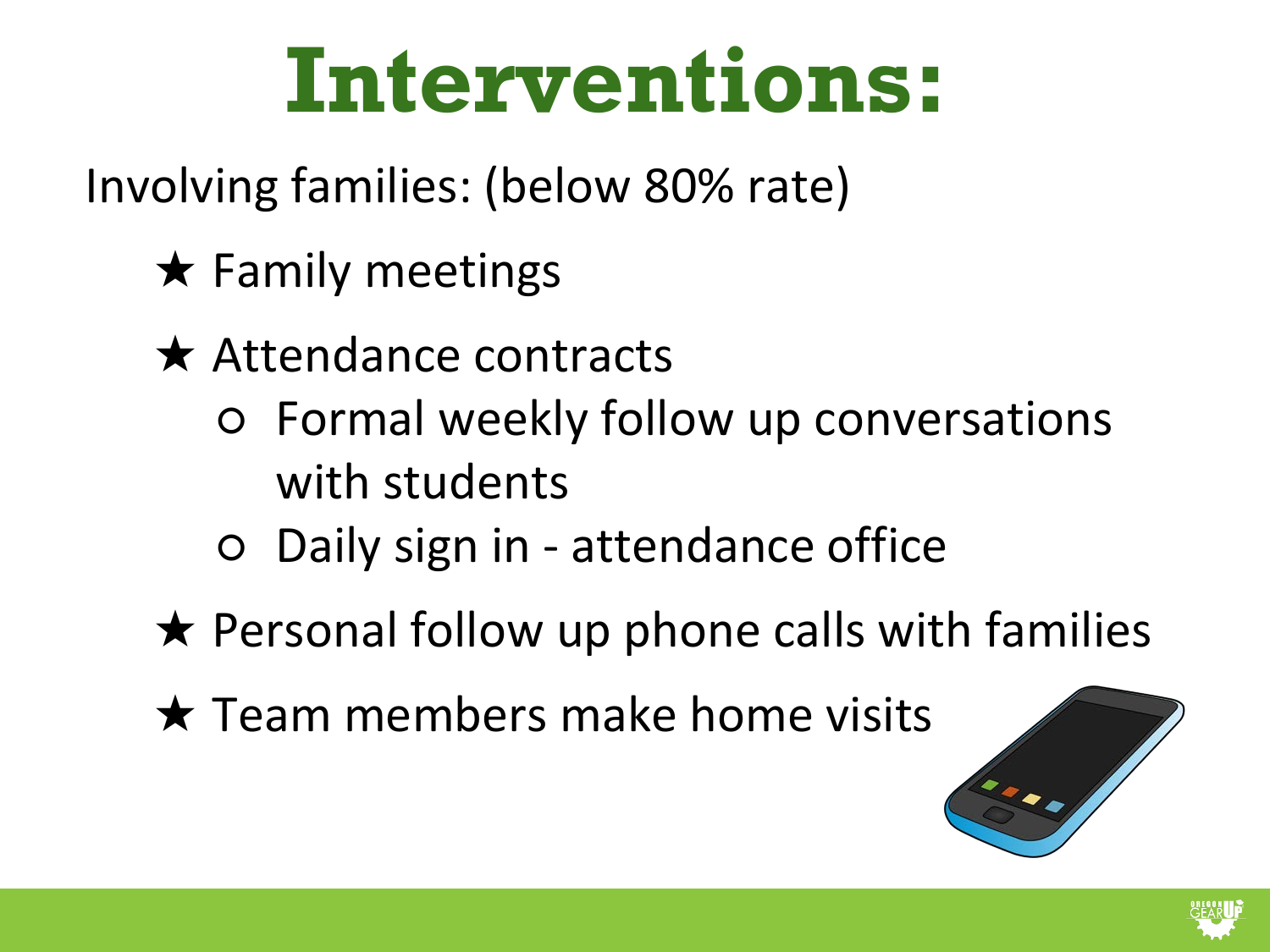# Interventions:

Involving families: (below 80% rate)

- Family meetings
- Attendance contracts
  - Formal weekly follow up conversations with students
  - Daily sign in - attendance office
- Personal follow up phone calls with families
- Team members make home visits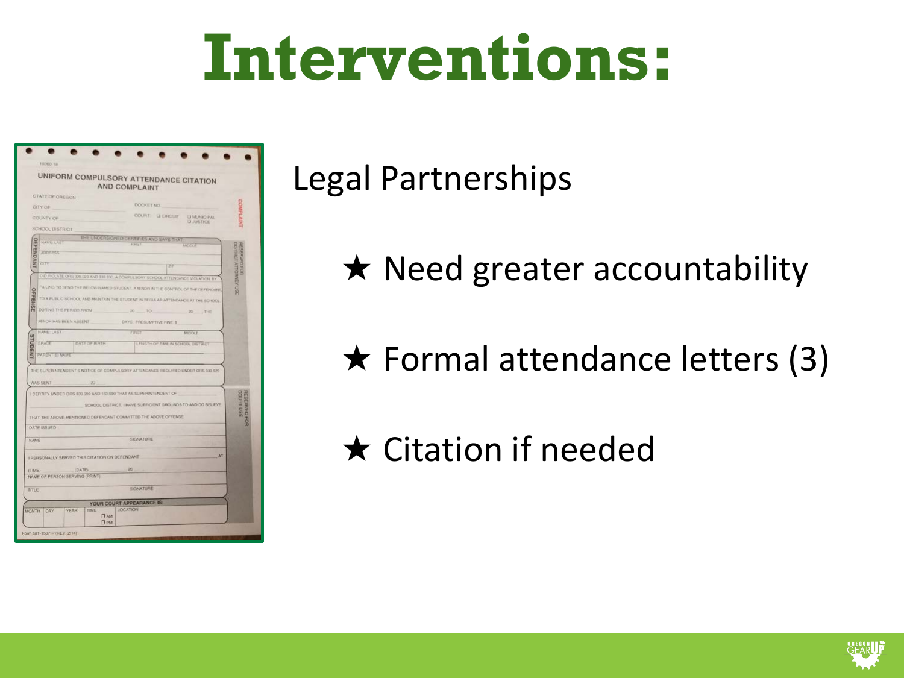# Interventions:

Legal Partnerships

- ★ Need greater accountability
- ★ Formal attendance letters (3)
- ★ Citation if needed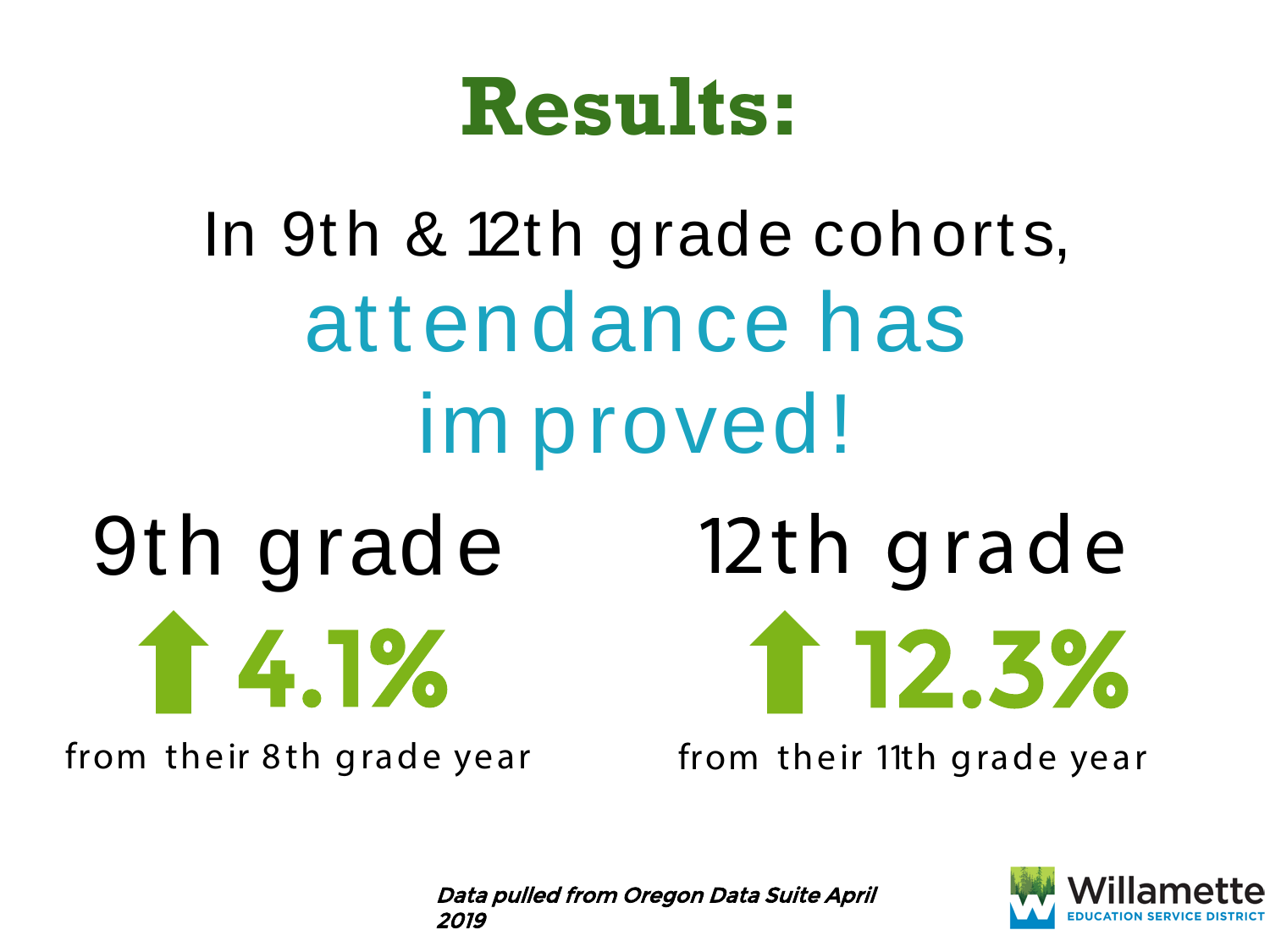# Results:

In 9th & 12th grade cohorts, attendance has improved!

## 9th grade

**⬆ 4.1%**

from their 8th grade year

## 12th grade

**⬆ 12.3%**

from their 11th grade year

***Data pulled from Oregon Data Suite April 2019***

Willamette EDUCATION SERVICE DISTRICT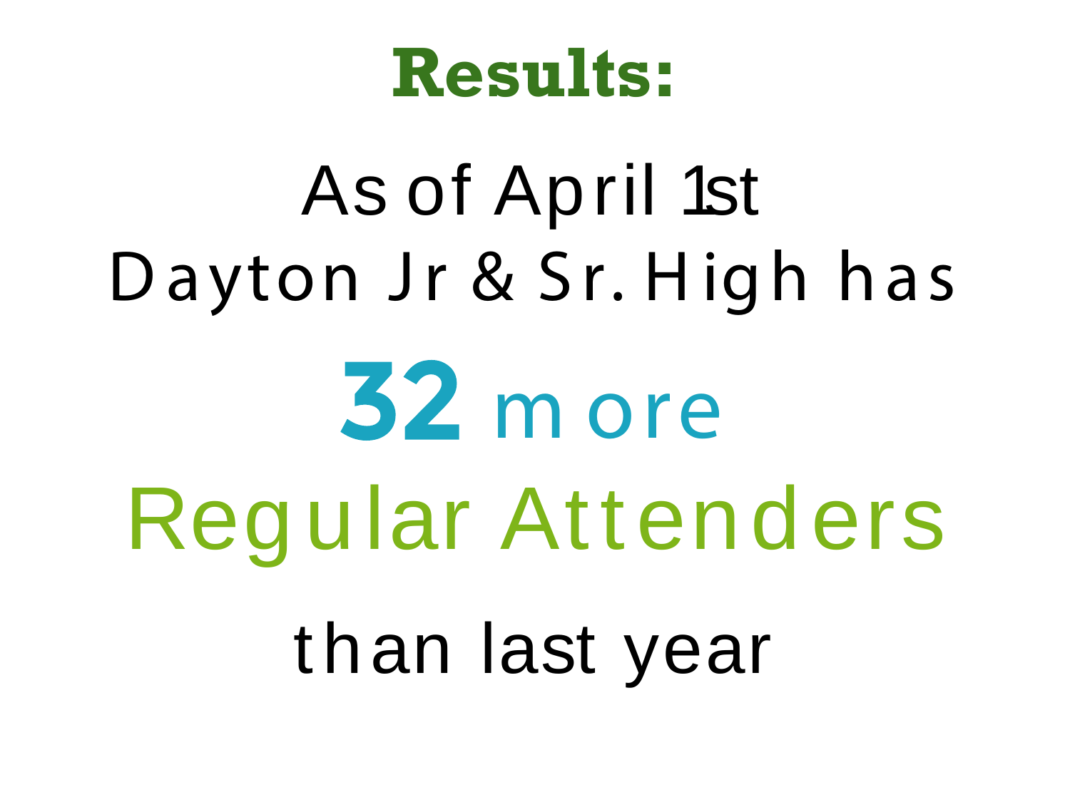# Results:

As of April 1st

Dayton Jr & Sr. High has

**32** more

Regular Attenders

than last year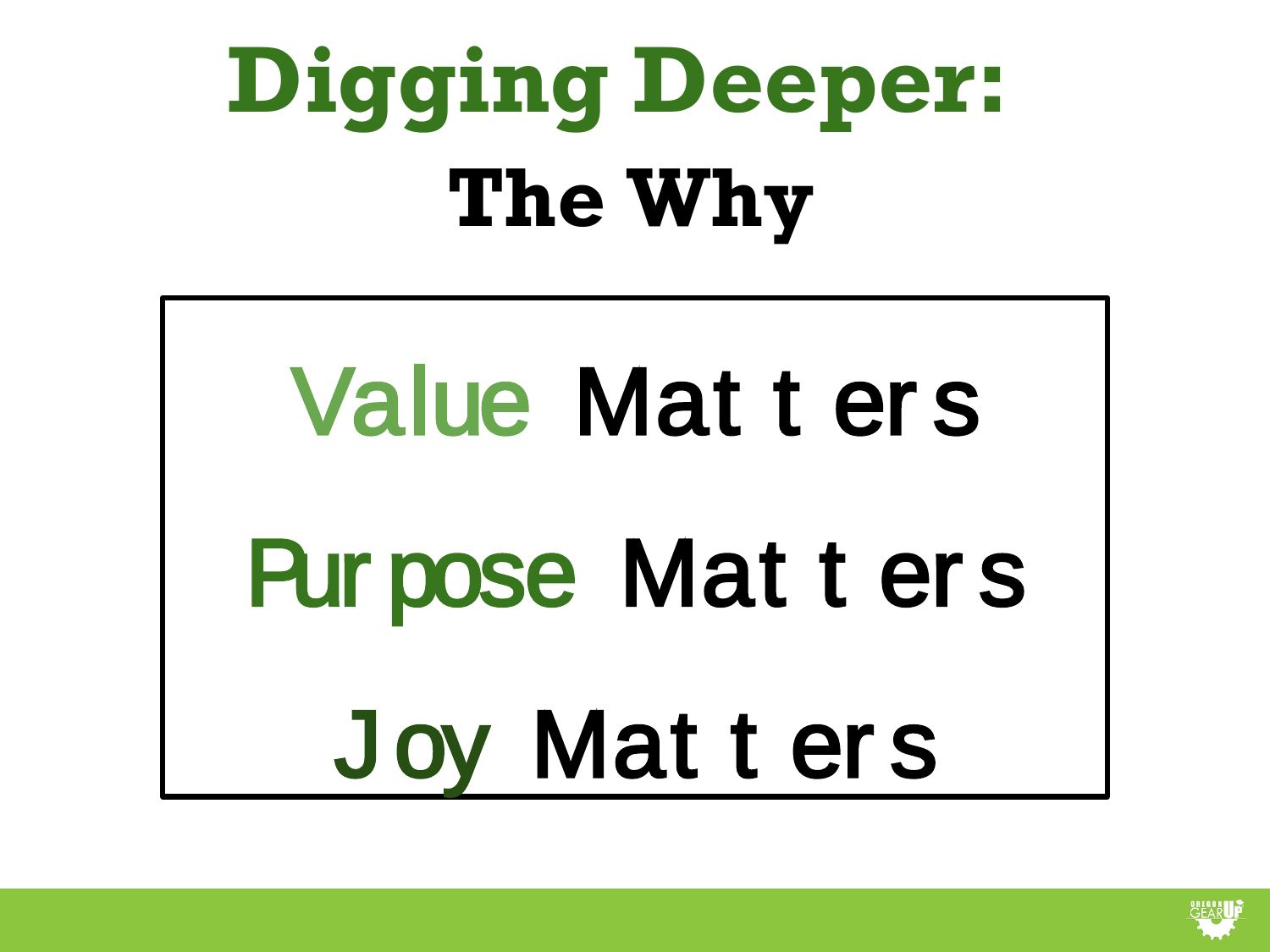# Digging Deeper:

## The Why

Value Matters

Purpose Matters

Joy Matters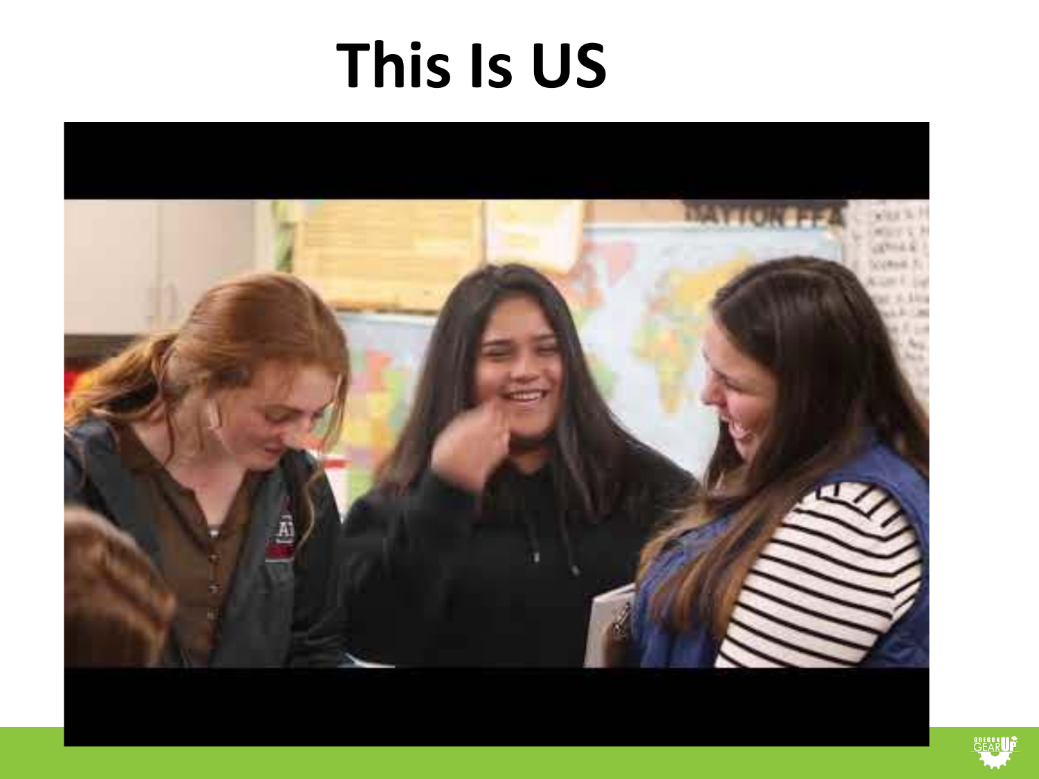# This Is US